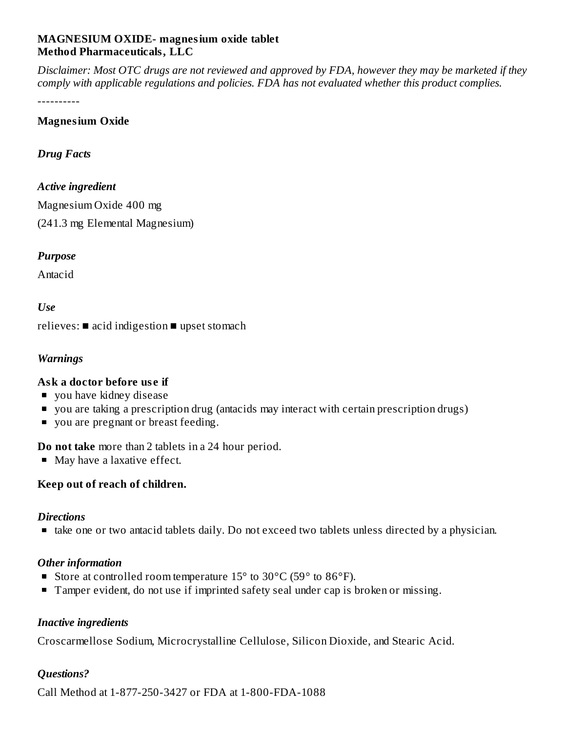**MAGNESIUM OXIDE- magnesium oxide tablet**
**Method Pharmaceuticals, LLC**

*Disclaimer: Most OTC drugs are not reviewed and approved by FDA, however they may be marketed if they comply with applicable regulations and policies. FDA has not evaluated whether this product complies.*

----------

**Magnesium Oxide**

***Drug Facts***

***Active ingredient***

Magnesium Oxide 400 mg

(241.3 mg Elemental Magnesium)

***Purpose***

Antacid

***Use***

relieves: ■ acid indigestion ■ upset stomach

***Warnings***

**Ask a doctor before use if**

- you have kidney disease
- you are taking a prescription drug (antacids may interact with certain prescription drugs)
- you are pregnant or breast feeding.

**Do not take** more than 2 tablets in a 24 hour period.

- May have a laxative effect.

**Keep out of reach of children.**

***Directions***

- take one or two antacid tablets daily. Do not exceed two tablets unless directed by a physician.

***Other information***

- Store at controlled room temperature 15° to 30°C (59° to 86°F).
- Tamper evident, do not use if imprinted safety seal under cap is broken or missing.

***Inactive ingredients***

Croscarmellose Sodium, Microcrystalline Cellulose, Silicon Dioxide, and Stearic Acid.

***Questions?***

Call Method at 1-877-250-3427 or FDA at 1-800-FDA-1088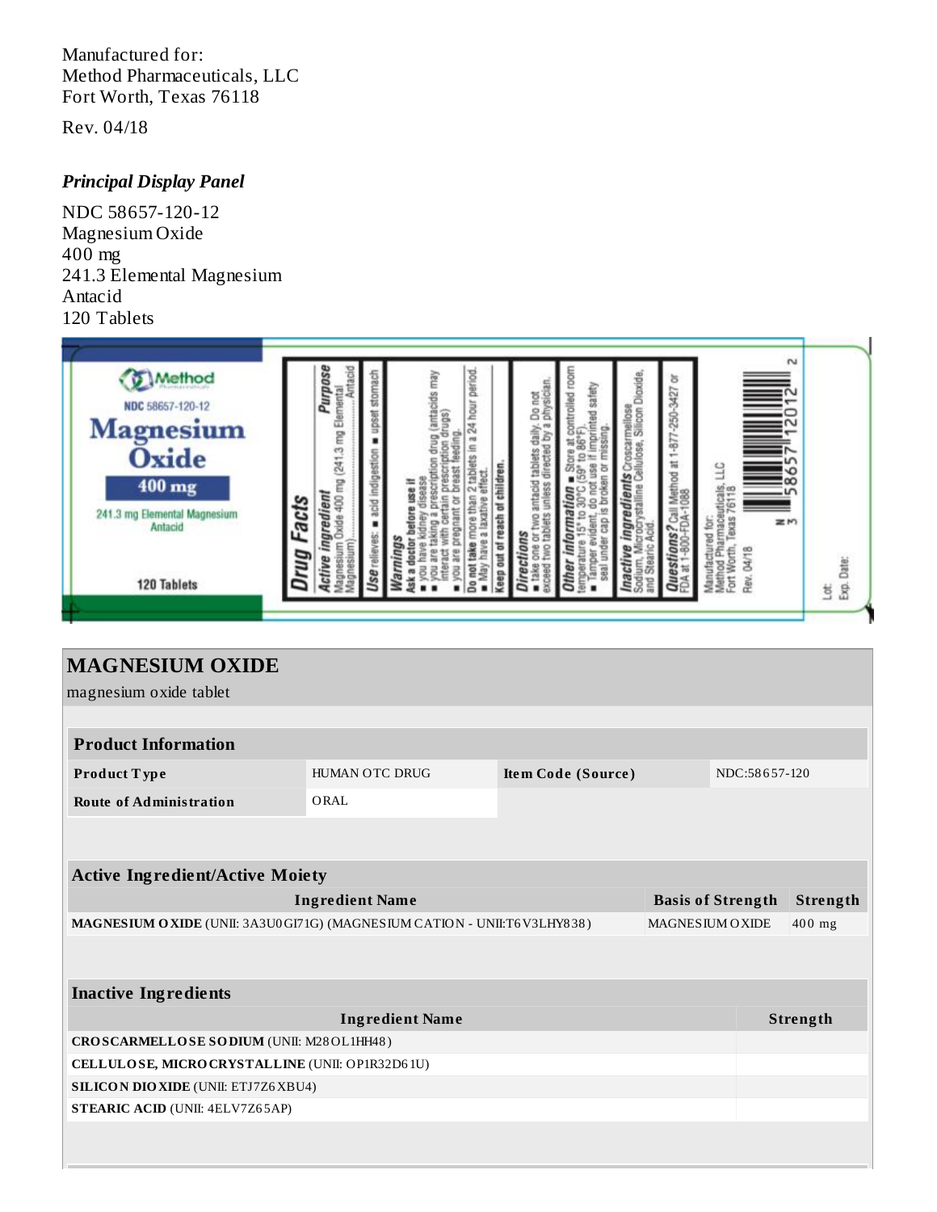Manufactured for:
Method Pharmaceuticals, LLC
Fort Worth, Texas 76118

Rev. 04/18

***Principal Display Panel***

NDC 58657-120-12
Magnesium Oxide
400 mg
241.3 Elemental Magnesium
Antacid
120 Tablets

Method
NDC 58657-120-12
**Magnesium Oxide**
**400 mg**
241.3 mg Elemental Magnesium
Antacid

120 Tablets

**Drug Facts**

**Active ingredient** Magnesium Oxide 400 mg (241.3 mg Elemental Magnesium) — **Purpose** Antacid

**Use** relieves: ■ acid indigestion ■ upset stomach

**Warnings**
**Ask a doctor before use if**
■ you have kidney disease
■ you are taking a prescription drug (antacids may interact with certain prescription drugs)
■ you are pregnant or breast feeding.
**Do not take** more than 2 tablets in a 24 hour period.
■ May have a laxative effect.
**Keep out of reach of children.**

**Directions**
■ take one or two antacid tablets daily. Do not exceed two tablets unless directed by a physician.

**Other information** ■ Store at controlled room temperature 15° to 30°C (59° to 86°F).
■ Tamper evident, do not use if imprinted safety seal under cap is broken or missing.

**Inactive ingredients** Croscarmellose Sodium, Microcrystalline Cellulose, Silicon Dioxide, and Stearic Acid.

**Questions?** Call Method at 1-877-250-3427 or FDA at 1-800-FDA-1088

Manufactured for:
Method Pharmaceuticals, LLC
Fort Worth, Texas 76118
Rev. 04/18

N 3 58657 12012 2

Lot:
Exp. Date:

## MAGNESIUM OXIDE

magnesium oxide tablet

| Product Information | | | |
|---|---|---|---|
| **Product Type** | HUMAN OTC DRUG | **Item Code (Source)** | NDC:58657-120 |
| **Route of Administration** | ORAL | | |

| Active Ingredient/Active Moiety | | |
|---|---|---|
| **Ingredient Name** | **Basis of Strength** | **Strength** |
| **MAGNESIUM OXIDE** (UNII: 3A3U0GI71G) (MAGNESIUM CATION - UNII:T6V3LHY838) | MAGNESIUM OXIDE | 400 mg |

| Inactive Ingredients | |
|---|---|
| **Ingredient Name** | **Strength** |
| **CROSCARMELLOSE SODIUM** (UNII: M28OL1HH48) | |
| **CELLULOSE, MICROCRYSTALLINE** (UNII: OP1R32D61U) | |
| **SILICON DIOXIDE** (UNII: ETJ7Z6XBU4) | |
| **STEARIC ACID** (UNII: 4ELV7Z65AP) | |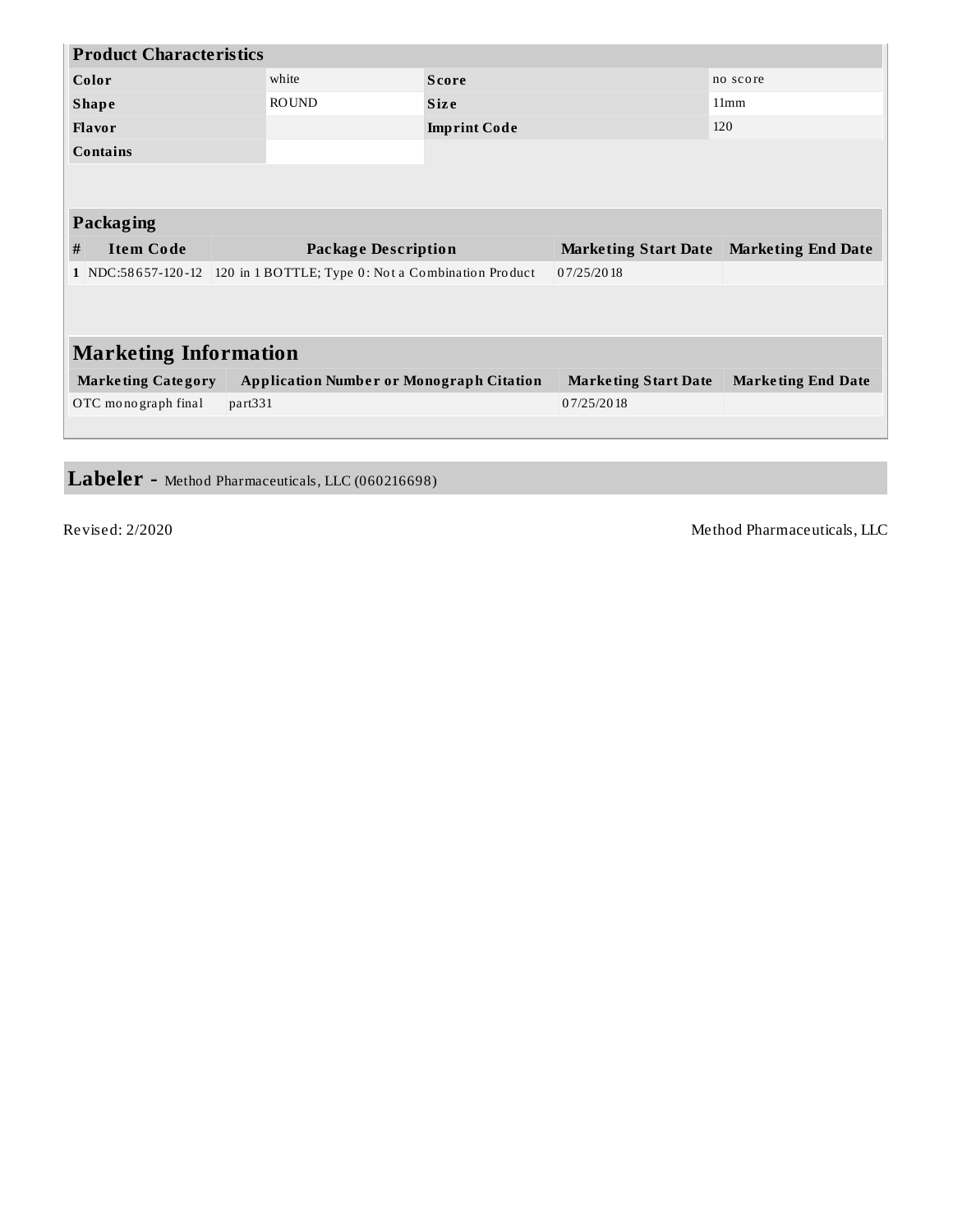| Product Characteristics | | | |
|---|---|---|---|
| **Color** | white | **Score** | no score |
| **Shape** | ROUND | **Size** | 11mm |
| **Flavor** | | **Imprint Code** | 120 |
| **Contains** | | | |

| Packaging | | | | |
|---|---|---|---|---|
| **#** | **Item Code** | **Package Description** | **Marketing Start Date** | **Marketing End Date** |
| 1 | NDC:58657-120-12 | 120 in 1 BOTTLE; Type 0: Not a Combination Product | 07/25/2018 | |

## Marketing Information

| Marketing Category | Application Number or Monograph Citation | Marketing Start Date | Marketing End Date |
|---|---|---|---|
| OTC monograph final | part331 | 07/25/2018 | |

## Labeler - Method Pharmaceuticals, LLC (060216698)

Revised: 2/2020

Method Pharmaceuticals, LLC